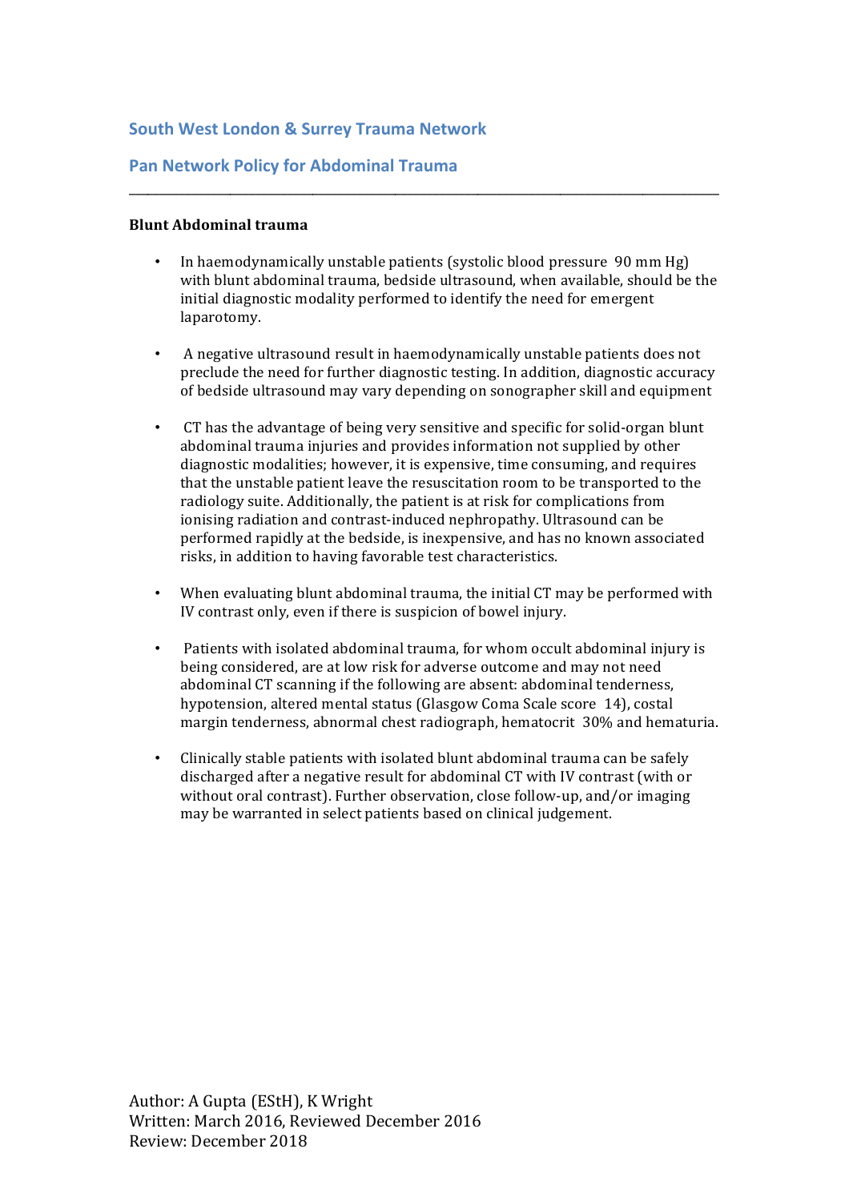## South West London & Surrey Trauma Network

## Pan Network Policy for Abdominal Trauma

---

**Blunt Abdominal trauma**

- In haemodynamically unstable patients (systolic blood pressure  90 mm Hg) with blunt abdominal trauma, bedside ultrasound, when available, should be the initial diagnostic modality performed to identify the need for emergent laparotomy.

- A negative ultrasound result in haemodynamically unstable patients does not preclude the need for further diagnostic testing. In addition, diagnostic accuracy of bedside ultrasound may vary depending on sonographer skill and equipment

- CT has the advantage of being very sensitive and specific for solid-organ blunt abdominal trauma injuries and provides information not supplied by other diagnostic modalities; however, it is expensive, time consuming, and requires that the unstable patient leave the resuscitation room to be transported to the radiology suite. Additionally, the patient is at risk for complications from ionising radiation and contrast-induced nephropathy. Ultrasound can be performed rapidly at the bedside, is inexpensive, and has no known associated risks, in addition to having favorable test characteristics.

- When evaluating blunt abdominal trauma, the initial CT may be performed with IV contrast only, even if there is suspicion of bowel injury.

- Patients with isolated abdominal trauma, for whom occult abdominal injury is being considered, are at low risk for adverse outcome and may not need abdominal CT scanning if the following are absent: abdominal tenderness, hypotension, altered mental status (Glasgow Coma Scale score  14), costal margin tenderness, abnormal chest radiograph, hematocrit  30% and hematuria.

- Clinically stable patients with isolated blunt abdominal trauma can be safely discharged after a negative result for abdominal CT with IV contrast (with or without oral contrast). Further observation, close follow-up, and/or imaging may be warranted in select patients based on clinical judgement.

Author: A Gupta (EStH), K Wright
Written: March 2016, Reviewed December 2016
Review: December 2018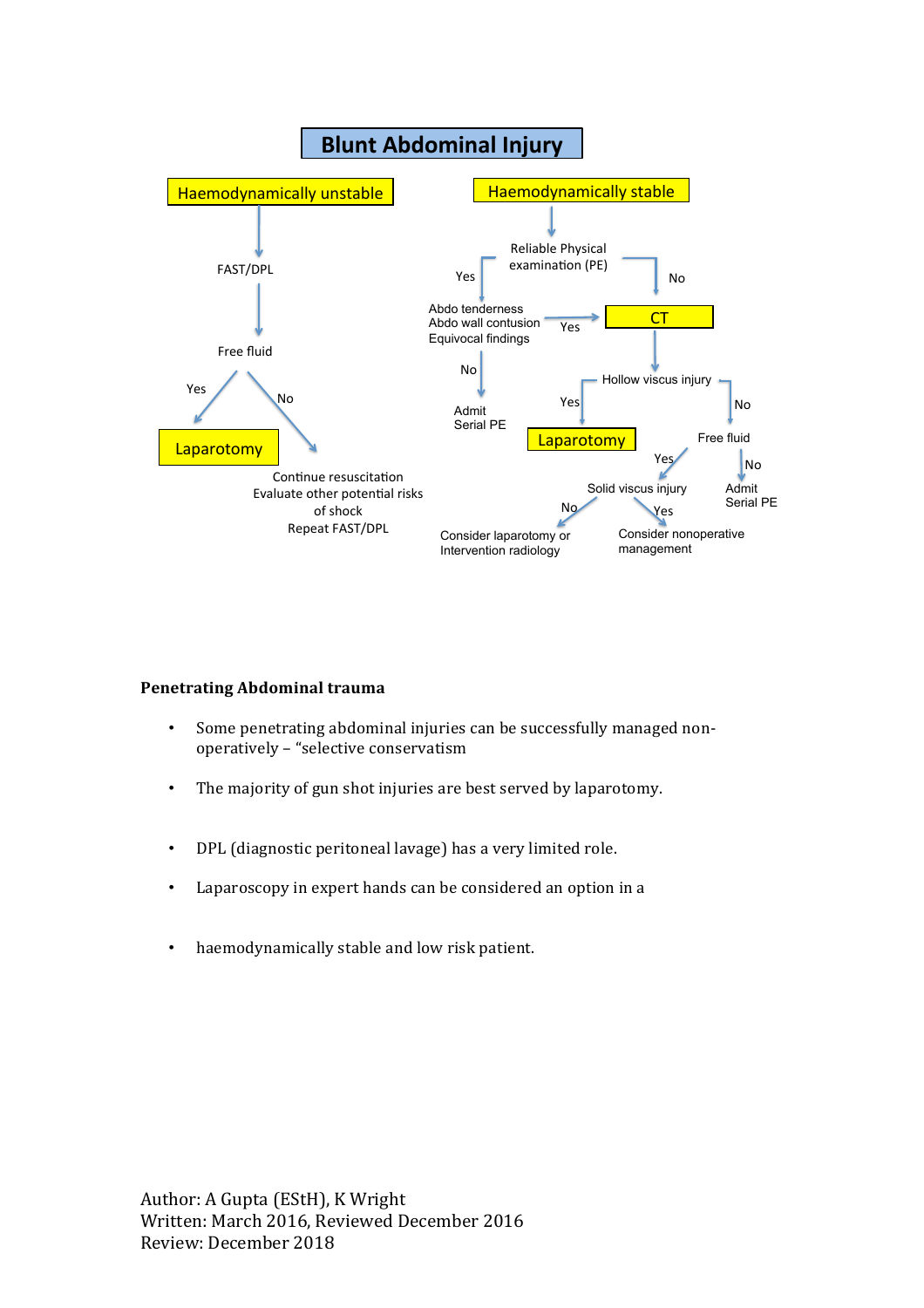# Blunt Abdominal Injury

**Haemodynamically unstable**

- FAST/DPL
  - Free fluid
    - Yes → **Laparotomy**
    - No → Continue resuscitation
      Evaluate other potential risks of shock
      Repeat FAST/DPL

**Haemodynamically stable**

- Reliable Physical examination (PE)
  - Yes → Abdo tenderness / Abdo wall contusion / Equivocal findings
    - Yes → **CT**
    - No → Admit, Serial PE
  - No → **CT**
    - Hollow viscus injury
      - Yes → **Laparotomy**
      - No → Free fluid
        - Yes → Solid viscus injury
          - No → Consider laparotomy or Intervention radiology
          - Yes → Consider nonoperative management
        - No → Admit, Serial PE

**Penetrating Abdominal trauma**

- Some penetrating abdominal injuries can be successfully managed non-operatively – "selective conservatism
- The majority of gun shot injuries are best served by laparotomy.
- DPL (diagnostic peritoneal lavage) has a very limited role.
- Laparoscopy in expert hands can be considered an option in a
- haemodynamically stable and low risk patient.

Author: A Gupta (EStH), K Wright
Written: March 2016, Reviewed December 2016
Review: December 2018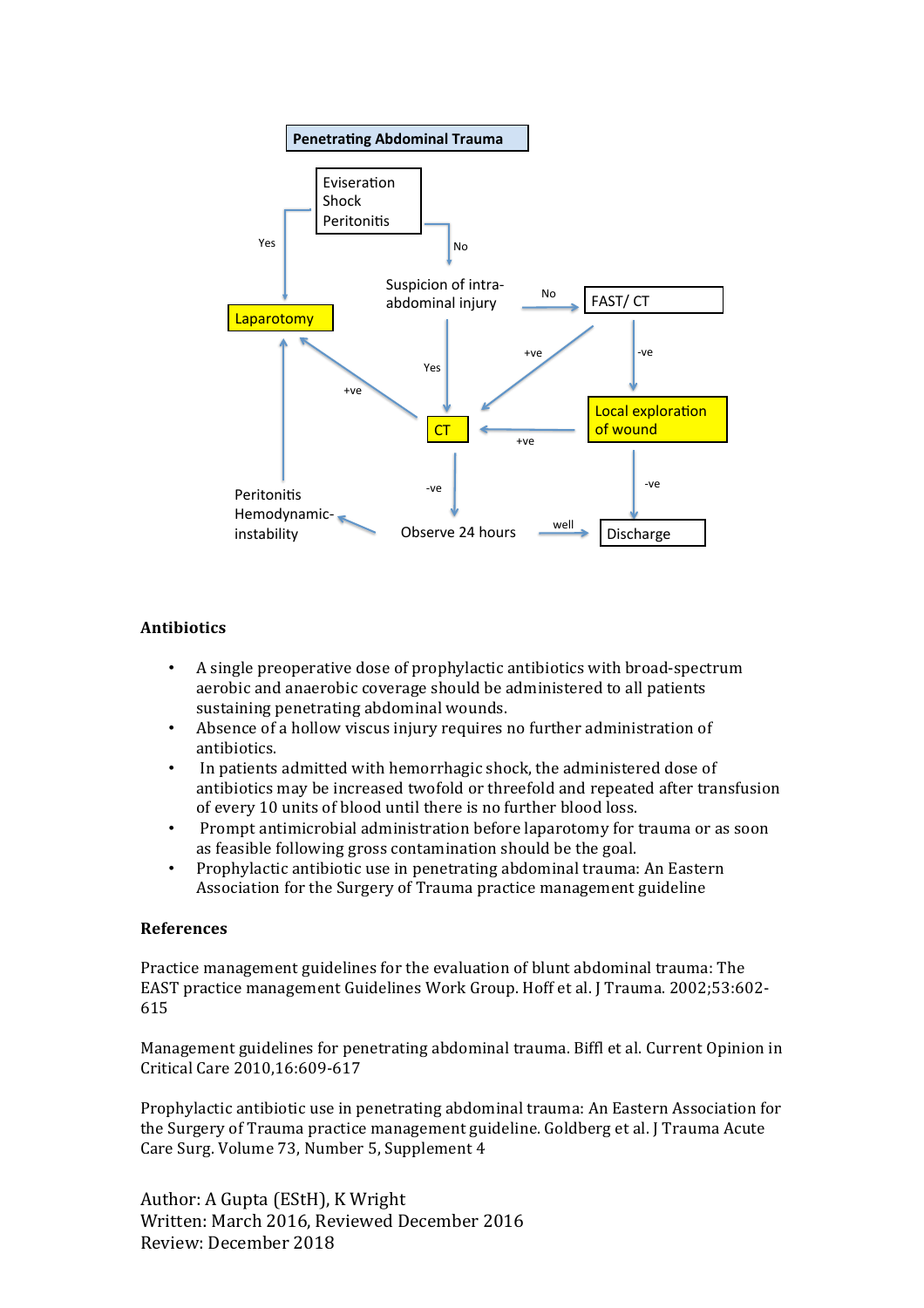**Penetrating Abdominal Trauma**

Eviseration
Shock
Peritonitis

Yes

No

Laparotomy

Suspicion of intra-abdominal injury

No

FAST/ CT

+ve

-ve

Yes

+ve

CT

+ve

Local exploration of wound

-ve

-ve

Peritonitis
Hemodynamic-instability

Observe 24 hours

well

Discharge

## Antibiotics

- A single preoperative dose of prophylactic antibiotics with broad-spectrum aerobic and anaerobic coverage should be administered to all patients sustaining penetrating abdominal wounds.
- Absence of a hollow viscus injury requires no further administration of antibiotics.
- In patients admitted with hemorrhagic shock, the administered dose of antibiotics may be increased twofold or threefold and repeated after transfusion of every 10 units of blood until there is no further blood loss.
- Prompt antimicrobial administration before laparotomy for trauma or as soon as feasible following gross contamination should be the goal.
- Prophylactic antibiotic use in penetrating abdominal trauma: An Eastern Association for the Surgery of Trauma practice management guideline

## References

Practice management guidelines for the evaluation of blunt abdominal trauma: The EAST practice management Guidelines Work Group. Hoff et al. J Trauma. 2002;53:602-615

Management guidelines for penetrating abdominal trauma. Biffl et al. Current Opinion in Critical Care 2010,16:609-617

Prophylactic antibiotic use in penetrating abdominal trauma: An Eastern Association for the Surgery of Trauma practice management guideline. Goldberg et al. J Trauma Acute Care Surg. Volume 73, Number 5, Supplement 4

Author: A Gupta (EStH), K Wright
Written: March 2016, Reviewed December 2016
Review: December 2018